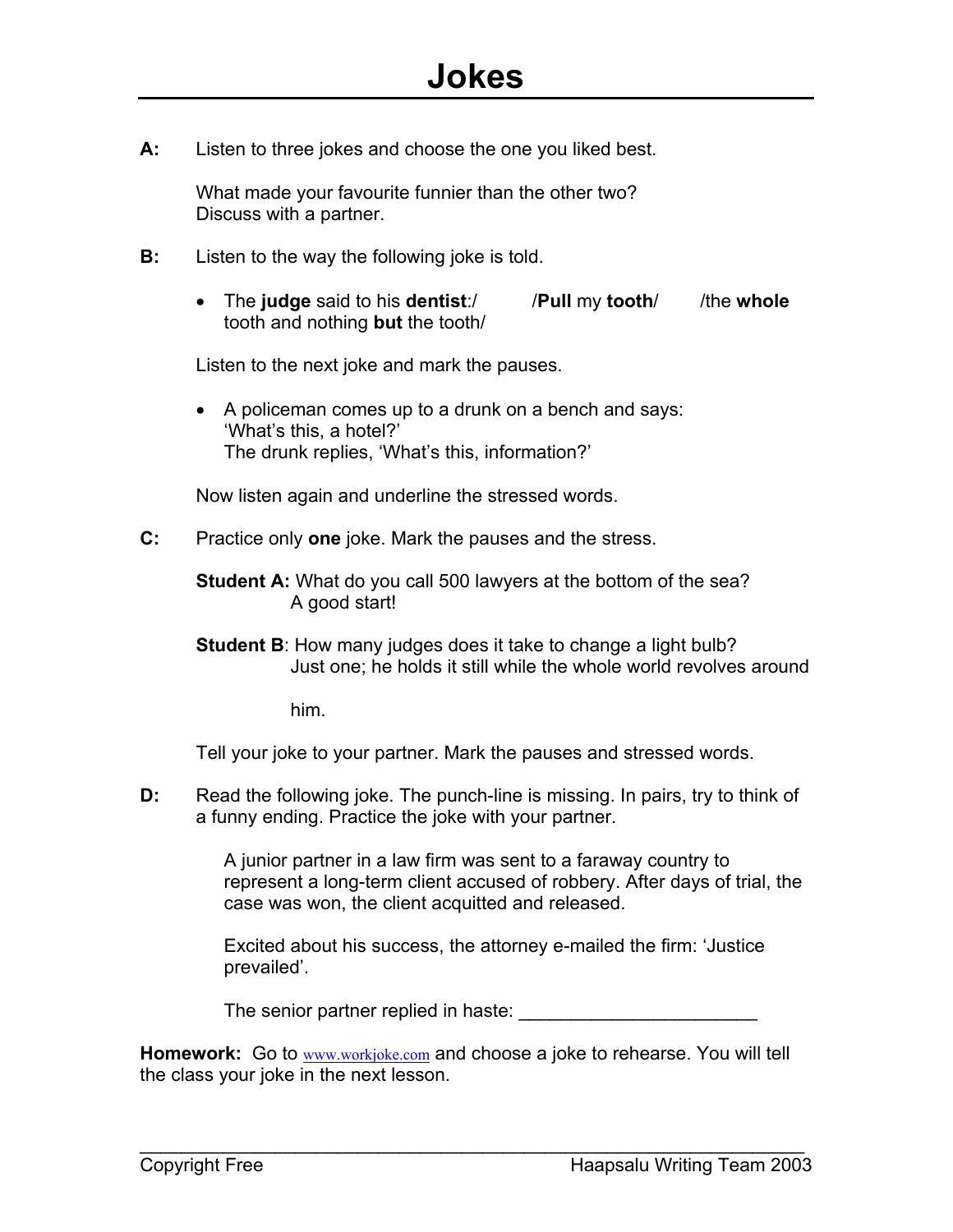# Jokes

**A:** Listen to three jokes and choose the one you liked best.

What made your favourite funnier than the other two? Discuss with a partner.

**B:** Listen to the way the following joke is told.

- The **judge** said to his **dentist**:/ /**Pull** my **tooth**/ /the **whole** tooth and nothing **but** the tooth/

Listen to the next joke and mark the pauses.

- A policeman comes up to a drunk on a bench and says:
  'What's this, a hotel?'
  The drunk replies, 'What's this, information?'

Now listen again and underline the stressed words.

**C:** Practice only **one** joke. Mark the pauses and the stress.

**Student A:** What do you call 500 lawyers at the bottom of the sea?
A good start!

**Student B**: How many judges does it take to change a light bulb?
Just one; he holds it still while the whole world revolves around him.

Tell your joke to your partner. Mark the pauses and stressed words.

**D:** Read the following joke. The punch-line is missing. In pairs, try to think of a funny ending. Practice the joke with your partner.

A junior partner in a law firm was sent to a faraway country to represent a long-term client accused of robbery. After days of trial, the case was won, the client acquitted and released.

Excited about his success, the attorney e-mailed the firm: 'Justice prevailed'.

The senior partner replied in haste: ______________________

**Homework:** Go to www.workjoke.com and choose a joke to rehearse. You will tell the class your joke in the next lesson.

Copyright Free Haapsalu Writing Team 2003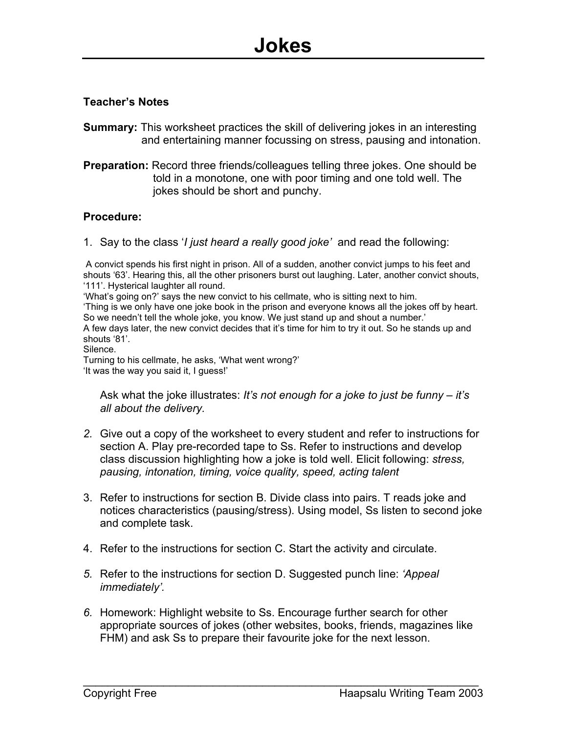# Jokes

**Teacher's Notes**

**Summary:** This worksheet practices the skill of delivering jokes in an interesting and entertaining manner focussing on stress, pausing and intonation.

**Preparation:** Record three friends/colleagues telling three jokes. One should be told in a monotone, one with poor timing and one told well. The jokes should be short and punchy.

**Procedure:**

1. Say to the class '*I just heard a really good joke'* and read the following:

 A convict spends his first night in prison. All of a sudden, another convict jumps to his feet and shouts '63'. Hearing this, all the other prisoners burst out laughing. Later, another convict shouts, '111'. Hysterical laughter all round.
 'What's going on?' says the new convict to his cellmate, who is sitting next to him.
 'Thing is we only have one joke book in the prison and everyone knows all the jokes off by heart. So we needn't tell the whole joke, you know. We just stand up and shout a number.'
 A few days later, the new convict decides that it's time for him to try it out. So he stands up and shouts '81'.
 Silence.
 Turning to his cellmate, he asks, 'What went wrong?'
 'It was the way you said it, I guess!'

 Ask what the joke illustrates: *It's not enough for a joke to just be funny – it's all about the delivery.*

2. Give out a copy of the worksheet to every student and refer to instructions for section A. Play pre-recorded tape to Ss. Refer to instructions and develop class discussion highlighting how a joke is told well. Elicit following: *stress, pausing, intonation, timing, voice quality, speed, acting talent*

3. Refer to instructions for section B. Divide class into pairs. T reads joke and notices characteristics (pausing/stress). Using model, Ss listen to second joke and complete task.

4. Refer to the instructions for section C. Start the activity and circulate.

5. Refer to the instructions for section D. Suggested punch line: *'Appeal immediately'.*

6. Homework: Highlight website to Ss. Encourage further search for other appropriate sources of jokes (other websites, books, friends, magazines like FHM) and ask Ss to prepare their favourite joke for the next lesson.

Copyright Free Haapsalu Writing Team 2003